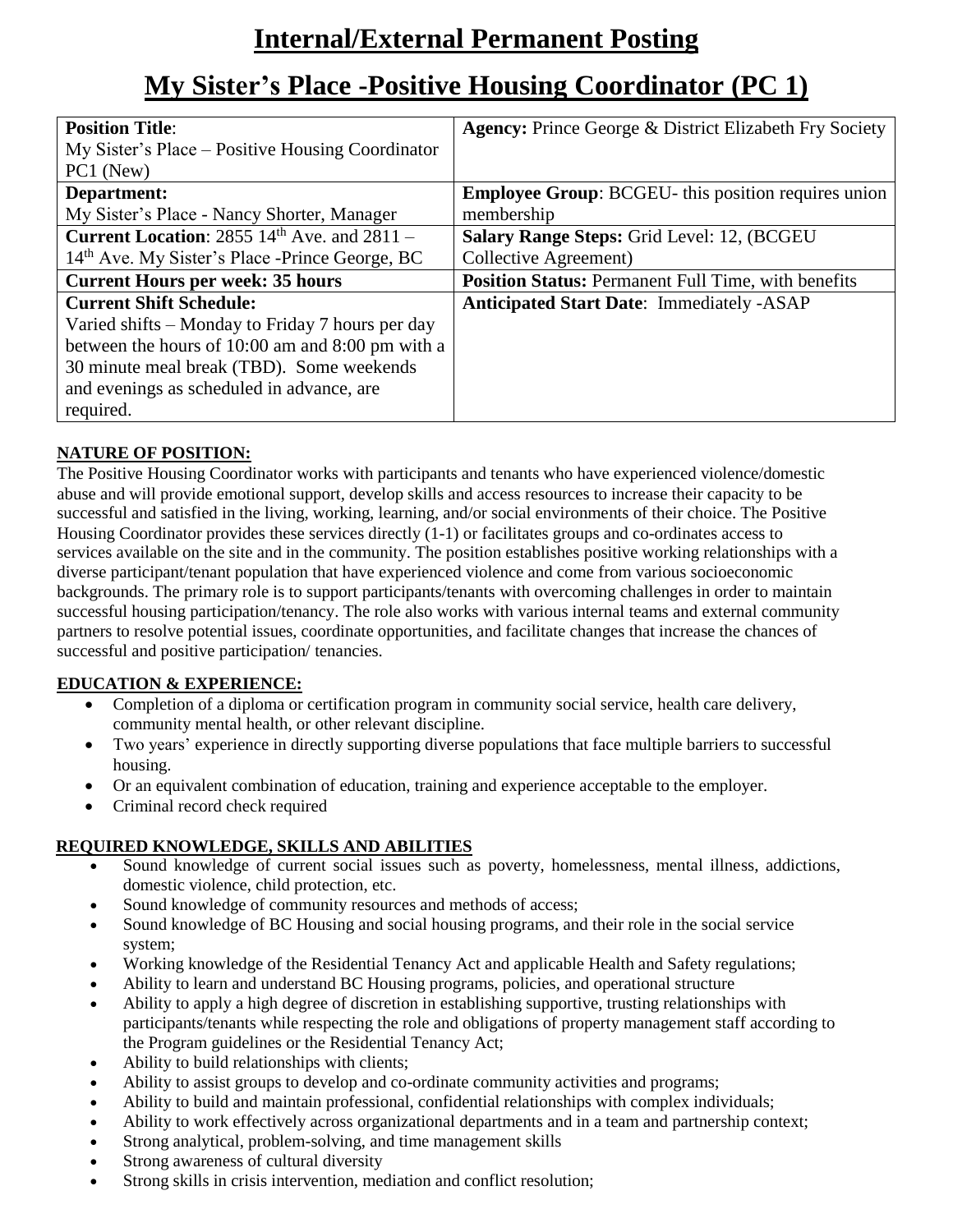# Internal/External Permanent Posting

# My Sister's Place -Positive Housing Coordinator (PC 1)

| **Position Title**: My Sister's Place – Positive Housing Coordinator PC1 (New) | **Agency:** Prince George & District Elizabeth Fry Society |
|---|---|
| **Department:** My Sister's Place - Nancy Shorter, Manager | **Employee Group**: BCGEU- this position requires union membership |
| **Current Location**: 2855 14th Ave. and 2811 – 14th Ave. My Sister's Place -Prince George, BC | **Salary Range Steps:** Grid Level: 12, (BCGEU Collective Agreement) |
| **Current Hours per week: 35 hours** | **Position Status:** Permanent Full Time, with benefits |
| **Current Shift Schedule:** Varied shifts – Monday to Friday 7 hours per day between the hours of 10:00 am and 8:00 pm with a 30 minute meal break (TBD). Some weekends and evenings as scheduled in advance, are required. | **Anticipated Start Date**: Immediately -ASAP |

**NATURE OF POSITION:**

The Positive Housing Coordinator works with participants and tenants who have experienced violence/domestic abuse and will provide emotional support, develop skills and access resources to increase their capacity to be successful and satisfied in the living, working, learning, and/or social environments of their choice. The Positive Housing Coordinator provides these services directly (1-1) or facilitates groups and co-ordinates access to services available on the site and in the community. The position establishes positive working relationships with a diverse participant/tenant population that have experienced violence and come from various socioeconomic backgrounds. The primary role is to support participants/tenants with overcoming challenges in order to maintain successful housing participation/tenancy. The role also works with various internal teams and external community partners to resolve potential issues, coordinate opportunities, and facilitate changes that increase the chances of successful and positive participation/ tenancies.

**EDUCATION & EXPERIENCE:**

- Completion of a diploma or certification program in community social service, health care delivery, community mental health, or other relevant discipline.
- Two years' experience in directly supporting diverse populations that face multiple barriers to successful housing.
- Or an equivalent combination of education, training and experience acceptable to the employer.
- Criminal record check required

**REQUIRED KNOWLEDGE, SKILLS AND ABILITIES**

- Sound knowledge of current social issues such as poverty, homelessness, mental illness, addictions, domestic violence, child protection, etc.
- Sound knowledge of community resources and methods of access;
- Sound knowledge of BC Housing and social housing programs, and their role in the social service system;
- Working knowledge of the Residential Tenancy Act and applicable Health and Safety regulations;
- Ability to learn and understand BC Housing programs, policies, and operational structure
- Ability to apply a high degree of discretion in establishing supportive, trusting relationships with participants/tenants while respecting the role and obligations of property management staff according to the Program guidelines or the Residential Tenancy Act;
- Ability to build relationships with clients;
- Ability to assist groups to develop and co-ordinate community activities and programs;
- Ability to build and maintain professional, confidential relationships with complex individuals;
- Ability to work effectively across organizational departments and in a team and partnership context;
- Strong analytical, problem-solving, and time management skills
- Strong awareness of cultural diversity
- Strong skills in crisis intervention, mediation and conflict resolution;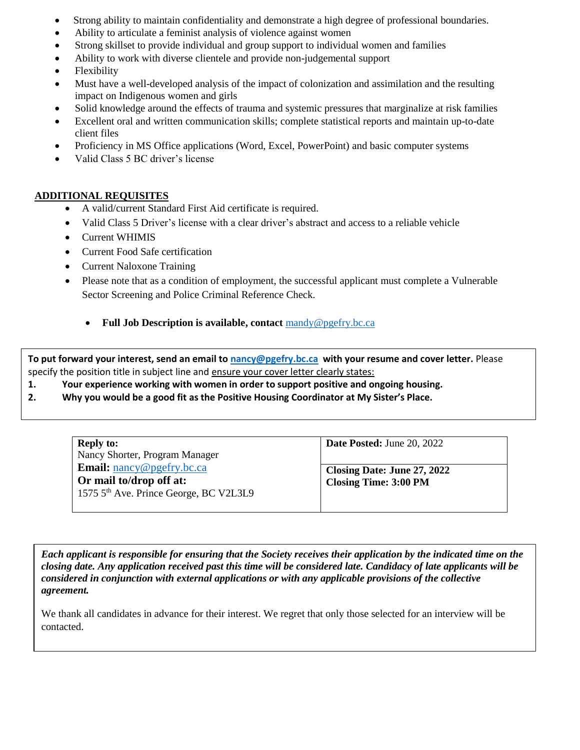- Strong ability to maintain confidentiality and demonstrate a high degree of professional boundaries.
- Ability to articulate a feminist analysis of violence against women
- Strong skillset to provide individual and group support to individual women and families
- Ability to work with diverse clientele and provide non-judgemental support
- Flexibility
- Must have a well-developed analysis of the impact of colonization and assimilation and the resulting impact on Indigenous women and girls
- Solid knowledge around the effects of trauma and systemic pressures that marginalize at risk families
- Excellent oral and written communication skills; complete statistical reports and maintain up-to-date client files
- Proficiency in MS Office applications (Word, Excel, PowerPoint) and basic computer systems
- Valid Class 5 BC driver's license

## ADDITIONAL REQUISITES

- A valid/current Standard First Aid certificate is required.
- Valid Class 5 Driver's license with a clear driver's abstract and access to a reliable vehicle
- Current WHIMIS
- Current Food Safe certification
- Current Naloxone Training
- Please note that as a condition of employment, the successful applicant must complete a Vulnerable Sector Screening and Police Criminal Reference Check.
  - **Full Job Description is available, contact** mandy@pgefry.bc.ca

**To put forward your interest, send an email to nancy@pgefry.bc.ca with your resume and cover letter.** Please specify the position title in subject line and ensure your cover letter clearly states:

1. **Your experience working with women in order to support positive and ongoing housing.**
2. **Why you would be a good fit as the Positive Housing Coordinator at My Sister's Place.**

| | |
|---|---|
| **Reply to:**<br>Nancy Shorter, Program Manager<br>**Email:** nancy@pgefry.bc.ca<br>**Or mail to/drop off at:**<br>1575 5th Ave. Prince George, BC V2L3L9 | **Date Posted:** June 20, 2022<br><br>**Closing Date: June 27, 2022**<br>**Closing Time: 3:00 PM** |

***Each applicant is responsible for ensuring that the Society receives their application by the indicated time on the closing date. Any application received past this time will be considered late. Candidacy of late applicants will be considered in conjunction with external applications or with any applicable provisions of the collective agreement.***

We thank all candidates in advance for their interest. We regret that only those selected for an interview will be contacted.